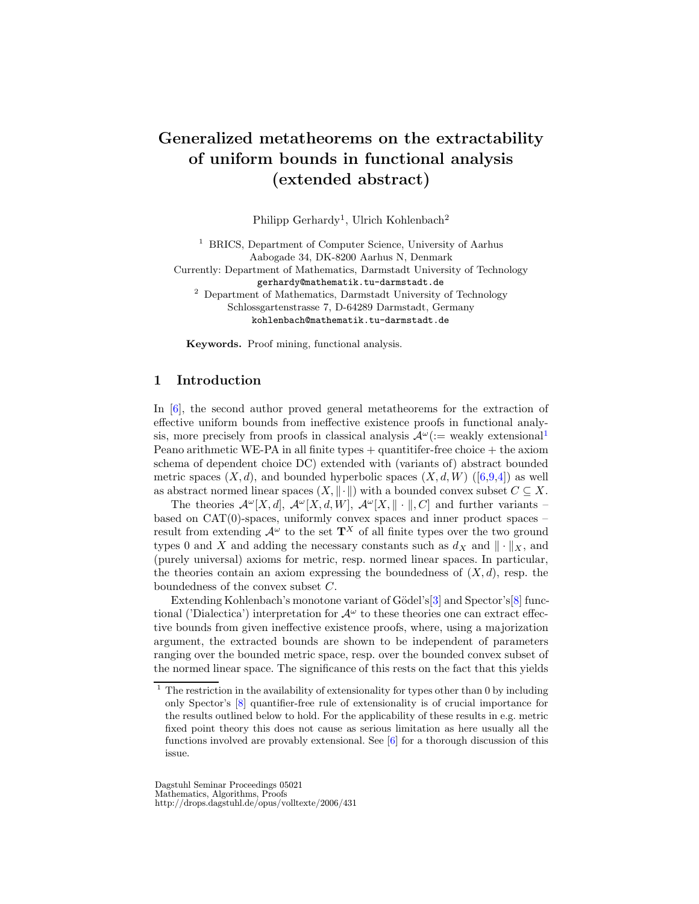# Generalized metatheorems on the extractability of uniform bounds in functional analysis (extended abstract)

Philipp Gerhardy[1], Ulrich Kohlenbach[2]

[1] BRICS, Department of Computer Science, University of Aarhus
Aabogade 34, DK-8200 Aarhus N, Denmark
Currently: Department of Mathematics, Darmstadt University of Technology
gerhardy@mathematik.tu-darmstadt.de

[2] Department of Mathematics, Darmstadt University of Technology
Schlossgartenstrasse 7, D-64289 Darmstadt, Germany
kohlenbach@mathematik.tu-darmstadt.de

**Keywords.** Proof mining, functional analysis.

## 1 Introduction

In [6], the second author proved general metatheorems for the extraction of effective uniform bounds from ineffective existence proofs in functional analysis, more precisely from proofs in classical analysis $\mathcal{A}^\omega$(:= weakly extensional[1] Peano arithmetic WE-PA in all finite types + quantitifer-free choice + the axiom schema of dependent choice DC) extended with (variants of) abstract bounded metric spaces $(X, d)$, and bounded hyperbolic spaces $(X, d, W)$ ([6,9,4]) as well as abstract normed linear spaces $(X, \|\cdot\|)$ with a bounded convex subset $C \subseteq X$.

The theories $\mathcal{A}^\omega[X, d]$, $\mathcal{A}^\omega[X, d, W]$, $\mathcal{A}^\omega[X, \|\cdot\|, C]$ and further variants – based on CAT(0)-spaces, uniformly convex spaces and inner product spaces – result from extending $\mathcal{A}^\omega$ to the set $\mathbf{T}^X$ of all finite types over the two ground types 0 and $X$ and adding the necessary constants such as $d_X$ and $\|\cdot\|_X$, and (purely universal) axioms for metric, resp. normed linear spaces. In particular, the theories contain an axiom expressing the boundedness of $(X, d)$, resp. the boundedness of the convex subset $C$.

Extending Kohlenbach's monotone variant of Gödel's[3] and Spector's[8] functional ('Dialectica') interpretation for $\mathcal{A}^\omega$ to these theories one can extract effective bounds from given ineffective existence proofs, where, using a majorization argument, the extracted bounds are shown to be independent of parameters ranging over the bounded metric space, resp. over the bounded convex subset of the normed linear space. The significance of this rests on the fact that this yields

[1] The restriction in the availability of extensionality for types other than 0 by including only Spector's [8] quantifier-free rule of extensionality is of crucial importance for the results outlined below to hold. For the applicability of these results in e.g. metric fixed point theory this does not cause as serious limitation as here usually all the functions involved are provably extensional. See [6] for a thorough discussion of this issue.

Dagstuhl Seminar Proceedings 05021
Mathematics, Algorithms, Proofs
http://drops.dagstuhl.de/opus/volltexte/2006/431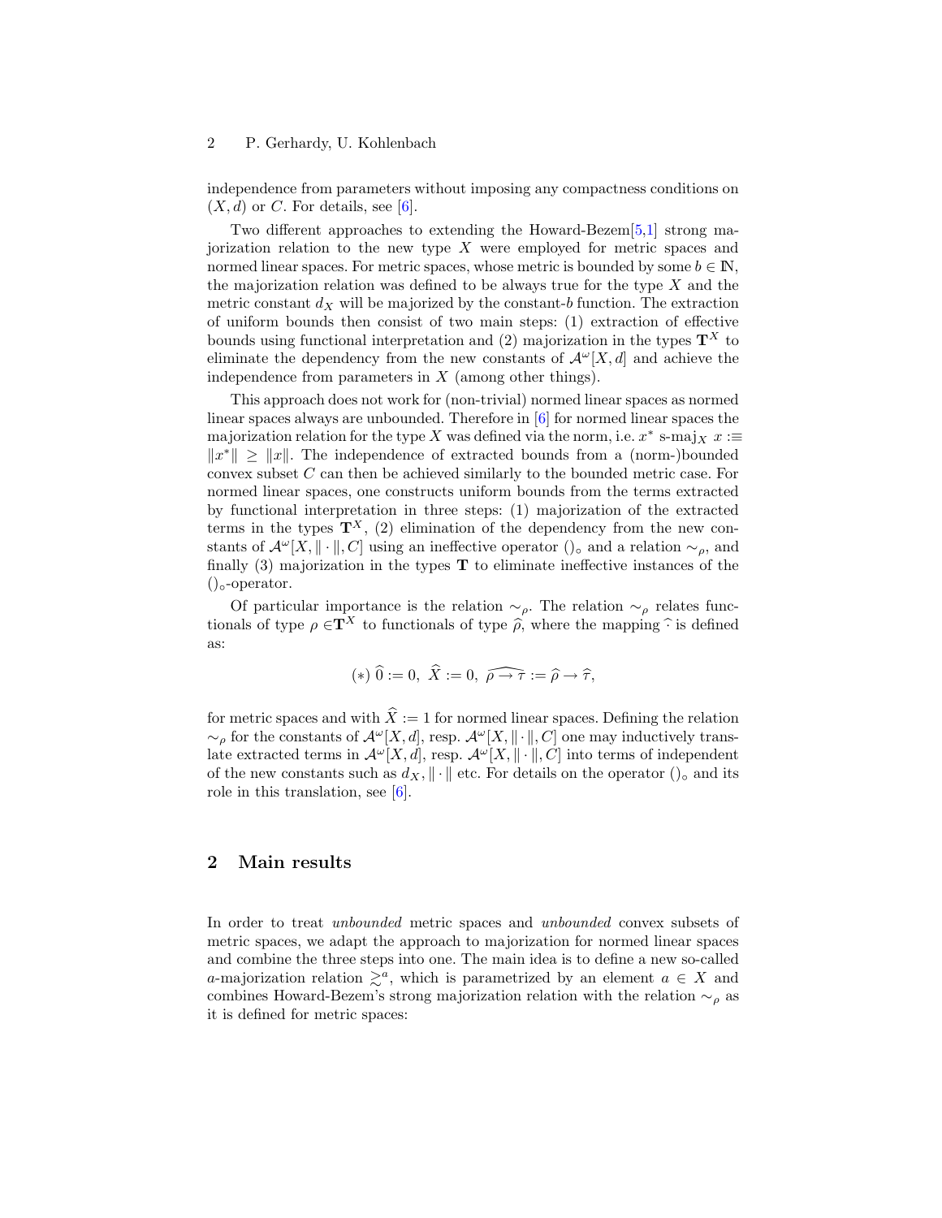independence from parameters without imposing any compactness conditions on $(X, d)$ or $C$. For details, see [6].

Two different approaches to extending the Howard-Bezem[5,1] strong majorization relation to the new type $X$ were employed for metric spaces and normed linear spaces. For metric spaces, whose metric is bounded by some $b \in \mathbb{N}$, the majorization relation was defined to be always true for the type $X$ and the metric constant $d_X$ will be majorized by the constant-$b$ function. The extraction of uniform bounds then consist of two main steps: (1) extraction of effective bounds using functional interpretation and (2) majorization in the types $\mathbf{T}^X$ to eliminate the dependency from the new constants of $\mathcal{A}^\omega[X, d]$ and achieve the independence from parameters in $X$ (among other things).

This approach does not work for (non-trivial) normed linear spaces as normed linear spaces always are unbounded. Therefore in [6] for normed linear spaces the majorization relation for the type $X$ was defined via the norm, i.e. $x^*$ s-maj$_X$ $x :\equiv \|x^*\| \geq \|x\|$. The independence of extracted bounds from a (norm-)bounded convex subset $C$ can then be achieved similarly to the bounded metric case. For normed linear spaces, one constructs uniform bounds from the terms extracted by functional interpretation in three steps: (1) majorization of the extracted terms in the types $\mathbf{T}^X$, (2) elimination of the dependency from the new constants of $\mathcal{A}^\omega[X, \|\cdot\|, C]$ using an ineffective operator $()_\circ$ and a relation $\sim_\rho$, and finally (3) majorization in the types $\mathbf{T}$ to eliminate ineffective instances of the $()_\circ$-operator.

Of particular importance is the relation $\sim_\rho$. The relation $\sim_\rho$ relates functionals of type $\rho \in \mathbf{T}^X$ to functionals of type $\widehat{\rho}$, where the mapping $\widehat{\cdot}$ is defined as:

$$(*)\ \widehat{0} := 0,\ \widehat{X} := 0,\ \widehat{\rho \to \tau} := \widehat{\rho} \to \widehat{\tau},$$

for metric spaces and with $\widehat{X} := 1$ for normed linear spaces. Defining the relation $\sim_\rho$ for the constants of $\mathcal{A}^\omega[X, d]$, resp. $\mathcal{A}^\omega[X, \|\cdot\|, C]$ one may inductively translate extracted terms in $\mathcal{A}^\omega[X, d]$, resp. $\mathcal{A}^\omega[X, \|\cdot\|, C]$ into terms of independent of the new constants such as $d_X, \|\cdot\|$ etc. For details on the operator $()_\circ$ and its role in this translation, see [6].

## 2 Main results

In order to treat *unbounded* metric spaces and *unbounded* convex subsets of metric spaces, we adapt the approach to majorization for normed linear spaces and combine the three steps into one. The main idea is to define a new so-called $a$-majorization relation $\gtrsim^a$, which is parametrized by an element $a \in X$ and combines Howard-Bezem's strong majorization relation with the relation $\sim_\rho$ as it is defined for metric spaces: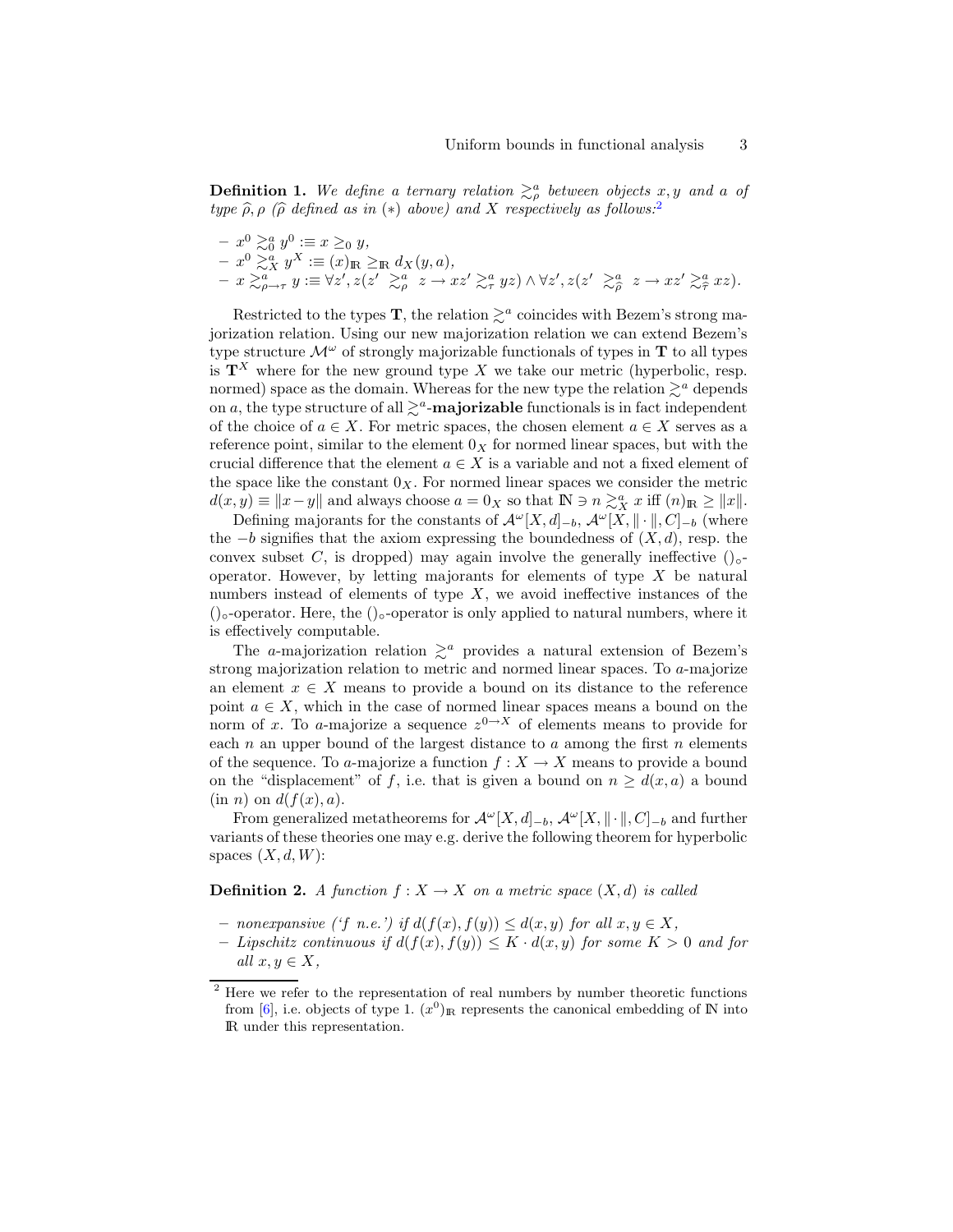**Definition 1.** *We define a ternary relation $\gtrsim^a_\rho$ between objects $x, y$ and $a$ of type $\widehat{\rho}, \rho$ ($\widehat{\rho}$ defined as in $(*)$ above) and $X$ respectively as follows:*[2]

- $x^0 \gtrsim^a_0 y^0 :\equiv x \geq_0 y$,
- $x^0 \gtrsim^a_X y^X :\equiv (x)_{\mathbb{R}} \geq_{\mathbb{R}} d_X(y, a)$,
- $x \gtrsim^a_{\rho \to \tau} y :\equiv \forall z', z(z' \gtrsim^a_\rho z \to xz' \gtrsim^a_\tau yz) \wedge \forall z', z(z' \gtrsim^a_{\widehat{\rho}} z \to xz' \gtrsim^a_{\widehat{\tau}} xz)$.

Restricted to the types $\mathbf{T}$, the relation $\gtrsim^a$ coincides with Bezem's strong majorization relation. Using our new majorization relation we can extend Bezem's type structure $\mathcal{M}^\omega$ of strongly majorizable functionals of types in $\mathbf{T}$ to all types is $\mathbf{T}^X$ where for the new ground type $X$ we take our metric (hyperbolic, resp. normed) space as the domain. Whereas for the new type the relation $\gtrsim^a$ depends on $a$, the type structure of all $\gtrsim^a$-**majorizable** functionals is in fact independent of the choice of $a \in X$. For metric spaces, the chosen element $a \in X$ serves as a reference point, similar to the element $0_X$ for normed linear spaces, but with the crucial difference that the element $a \in X$ is a variable and not a fixed element of the space like the constant $0_X$. For normed linear spaces we consider the metric $d(x, y) \equiv \|x - y\|$ and always choose $a = 0_X$ so that $\mathbb{N} \ni n \gtrsim^a_X x$ iff $(n)_{\mathbb{R}} \geq \|x\|$.

Defining majorants for the constants of $\mathcal{A}^\omega[X, d]_{-b}$, $\mathcal{A}^\omega[X, \|\cdot\|, C]_{-b}$ (where the $-b$ signifies that the axiom expressing the boundedness of $(X, d)$, resp. the convex subset $C$, is dropped) may again involve the generally ineffective $()_\circ$-operator. However, by letting majorants for elements of type $X$ be natural numbers instead of elements of type $X$, we avoid ineffective instances of the $()_\circ$-operator. Here, the $()_\circ$-operator is only applied to natural numbers, where it is effectively computable.

The $a$-majorization relation $\gtrsim^a$ provides a natural extension of Bezem's strong majorization relation to metric and normed linear spaces. To $a$-majorize an element $x \in X$ means to provide a bound on its distance to the reference point $a \in X$, which in the case of normed linear spaces means a bound on the norm of $x$. To $a$-majorize a sequence $z^{0 \to X}$ of elements means to provide for each $n$ an upper bound of the largest distance to $a$ among the first $n$ elements of the sequence. To $a$-majorize a function $f : X \to X$ means to provide a bound on the "displacement" of $f$, i.e. that is given a bound on $n \geq d(x, a)$ a bound (in $n$) on $d(f(x), a)$.

From generalized metatheorems for $\mathcal{A}^\omega[X, d]_{-b}$, $\mathcal{A}^\omega[X, \|\cdot\|, C]_{-b}$ and further variants of these theories one may e.g. derive the following theorem for hyperbolic spaces $(X, d, W)$:

**Definition 2.** *A function $f : X \to X$ on a metric space $(X, d)$ is called*

- *nonexpansive ('$f$ n.e.') if $d(f(x), f(y)) \leq d(x, y)$ for all $x, y \in X$,*
- *Lipschitz continuous if $d(f(x), f(y)) \leq K \cdot d(x, y)$ for some $K > 0$ and for all $x, y \in X$,*

[2] Here we refer to the representation of real numbers by number theoretic functions from [6], i.e. objects of type 1. $(x^0)_{\mathbb{R}}$ represents the canonical embedding of $\mathbb{N}$ into $\mathbb{R}$ under this representation.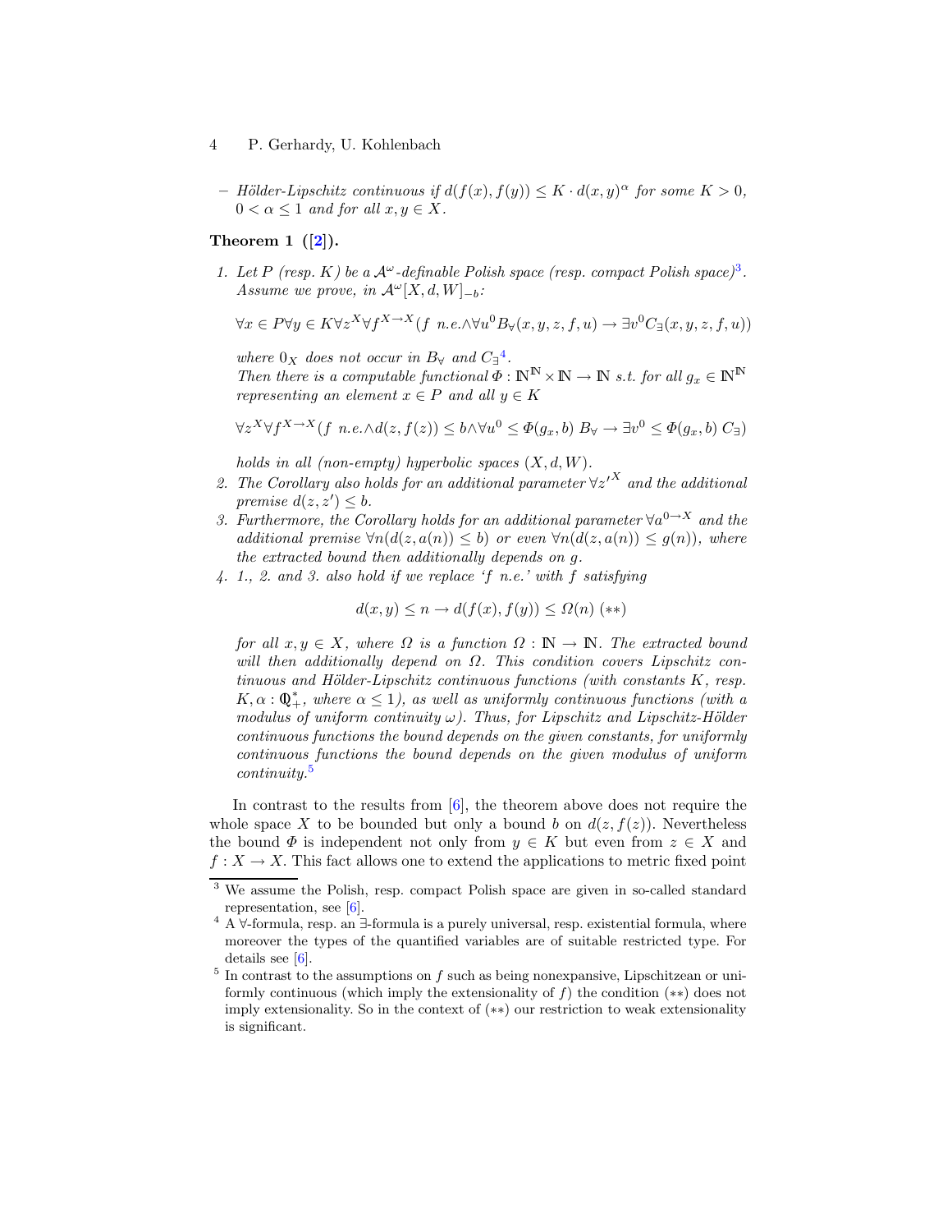– *Hölder-Lipschitz continuous if* $d(f(x), f(y)) \leq K \cdot d(x,y)^\alpha$ *for some* $K > 0$, $0 < \alpha \leq 1$ *and for all* $x, y \in X$.

**Theorem 1 ([2]).**

1. *Let* $P$ *(resp.* $K$*) be a* $\mathcal{A}^\omega$*-definable Polish space (resp. compact Polish space)*[3]*. Assume we prove, in* $\mathcal{A}^\omega[X, d, W]_{-b}$*:*

$$\forall x \in P \forall y \in K \forall z^X \forall f^{X \to X}(f \text{ n.e.} \wedge \forall u^0 B_\forall(x, y, z, f, u) \to \exists v^0 C_\exists(x, y, z, f, u))$$

*where* $0_X$ *does not occur in* $B_\forall$ *and* $C_\exists$[4]*.*
*Then there is a computable functional* $\Phi : \mathbb{N}^\mathbb{N} \times \mathbb{N} \to \mathbb{N}$ *s.t. for all* $g_x \in \mathbb{N}^\mathbb{N}$ *representing an element* $x \in P$ *and all* $y \in K$

$$\forall z^X \forall f^{X \to X}(f \text{ n.e.} \wedge d(z, f(z)) \leq b \wedge \forall u^0 \leq \Phi(g_x, b)\ B_\forall \to \exists v^0 \leq \Phi(g_x, b)\ C_\exists)$$

*holds in all (non-empty) hyperbolic spaces* $(X, d, W)$*.*

2. *The Corollary also holds for an additional parameter* $\forall {z'}^X$ *and the additional premise* $d(z, z') \leq b$*.*
3. *Furthermore, the Corollary holds for an additional parameter* $\forall a^{0 \to X}$ *and the additional premise* $\forall n(d(z, a(n)) \leq b)$ *or even* $\forall n(d(z, a(n)) \leq g(n))$*, where the extracted bound then additionally depends on* $g$*.*
4. *1., 2. and 3. also hold if we replace '*$f$ *n.e.' with* $f$ *satisfying*

$$d(x, y) \leq n \to d(f(x), f(y)) \leq \Omega(n)\ (**)$$

*for all* $x, y \in X$*, where* $\Omega$ *is a function* $\Omega : \mathbb{N} \to \mathbb{N}$*. The extracted bound will then additionally depend on* $\Omega$*. This condition covers Lipschitz continuous and Hölder-Lipschitz continuous functions (with constants* $K$*, resp.* $K, \alpha : \mathbb{Q}^*_+$*, where* $\alpha \leq 1$*), as well as uniformly continuous functions (with a modulus of uniform continuity* $\omega$*). Thus, for Lipschitz and Lipschitz-Hölder continuous functions the bound depends on the given constants, for uniformly continuous functions the bound depends on the given modulus of uniform continuity.*[5]

In contrast to the results from [6], the theorem above does not require the whole space $X$ to be bounded but only a bound $b$ on $d(z, f(z))$. Nevertheless the bound $\Phi$ is independent not only from $y \in K$ but even from $z \in X$ and $f : X \to X$. This fact allows one to extend the applications to metric fixed point

---

[3] We assume the Polish, resp. compact Polish space are given in so-called standard representation, see [6].

[4] A $\forall$-formula, resp. an $\exists$-formula is a purely universal, resp. existential formula, where moreover the types of the quantified variables are of suitable restricted type. For details see [6].

[5] In contrast to the assumptions on $f$ such as being nonexpansive, Lipschitzean or uniformly continuous (which imply the extensionality of $f$) the condition $(**)$ does not imply extensionality. So in the context of $(**)$ our restriction to weak extensionality is significant.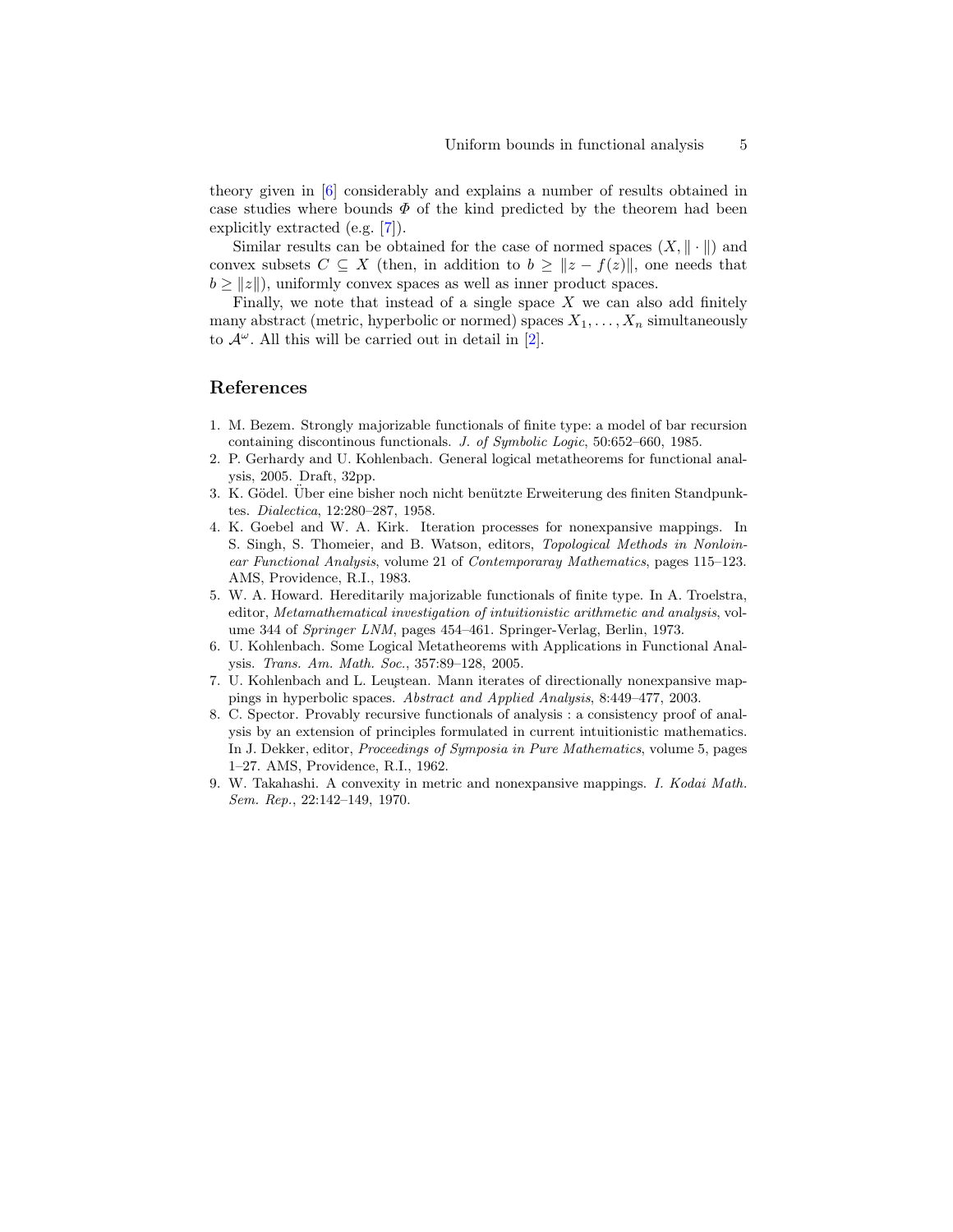theory given in [6] considerably and explains a number of results obtained in case studies where bounds $\Phi$ of the kind predicted by the theorem had been explicitly extracted (e.g. [7]).

Similar results can be obtained for the case of normed spaces $(X, \|\cdot\|)$ and convex subsets $C \subseteq X$ (then, in addition to $b \geq \|z - f(z)\|$, one needs that $b \geq \|z\|$), uniformly convex spaces as well as inner product spaces.

Finally, we note that instead of a single space $X$ we can also add finitely many abstract (metric, hyperbolic or normed) spaces $X_1, \ldots, X_n$ simultaneously to $\mathcal{A}^\omega$. All this will be carried out in detail in [2].

## References

1. M. Bezem. Strongly majorizable functionals of finite type: a model of bar recursion containing discontinous functionals. *J. of Symbolic Logic*, 50:652–660, 1985.
2. P. Gerhardy and U. Kohlenbach. General logical metatheorems for functional analysis, 2005. Draft, 32pp.
3. K. Gödel. Über eine bisher noch nicht benützte Erweiterung des finiten Standpunktes. *Dialectica*, 12:280–287, 1958.
4. K. Goebel and W. A. Kirk. Iteration processes for nonexpansive mappings. In S. Singh, S. Thomeier, and B. Watson, editors, *Topological Methods in Nonloinear Functional Analysis*, volume 21 of *Contemporaray Mathematics*, pages 115–123. AMS, Providence, R.I., 1983.
5. W. A. Howard. Hereditarily majorizable functionals of finite type. In A. Troelstra, editor, *Metamathematical investigation of intuitionistic arithmetic and analysis*, volume 344 of *Springer LNM*, pages 454–461. Springer-Verlag, Berlin, 1973.
6. U. Kohlenbach. Some Logical Metatheorems with Applications in Functional Analysis. *Trans. Am. Math. Soc.*, 357:89–128, 2005.
7. U. Kohlenbach and L. Leuştean. Mann iterates of directionally nonexpansive mappings in hyperbolic spaces. *Abstract and Applied Analysis*, 8:449–477, 2003.
8. C. Spector. Provably recursive functionals of analysis : a consistency proof of analysis by an extension of principles formulated in current intuitionistic mathematics. In J. Dekker, editor, *Proceedings of Symposia in Pure Mathematics*, volume 5, pages 1–27. AMS, Providence, R.I., 1962.
9. W. Takahashi. A convexity in metric and nonexpansive mappings. *I. Kodai Math. Sem. Rep.*, 22:142–149, 1970.